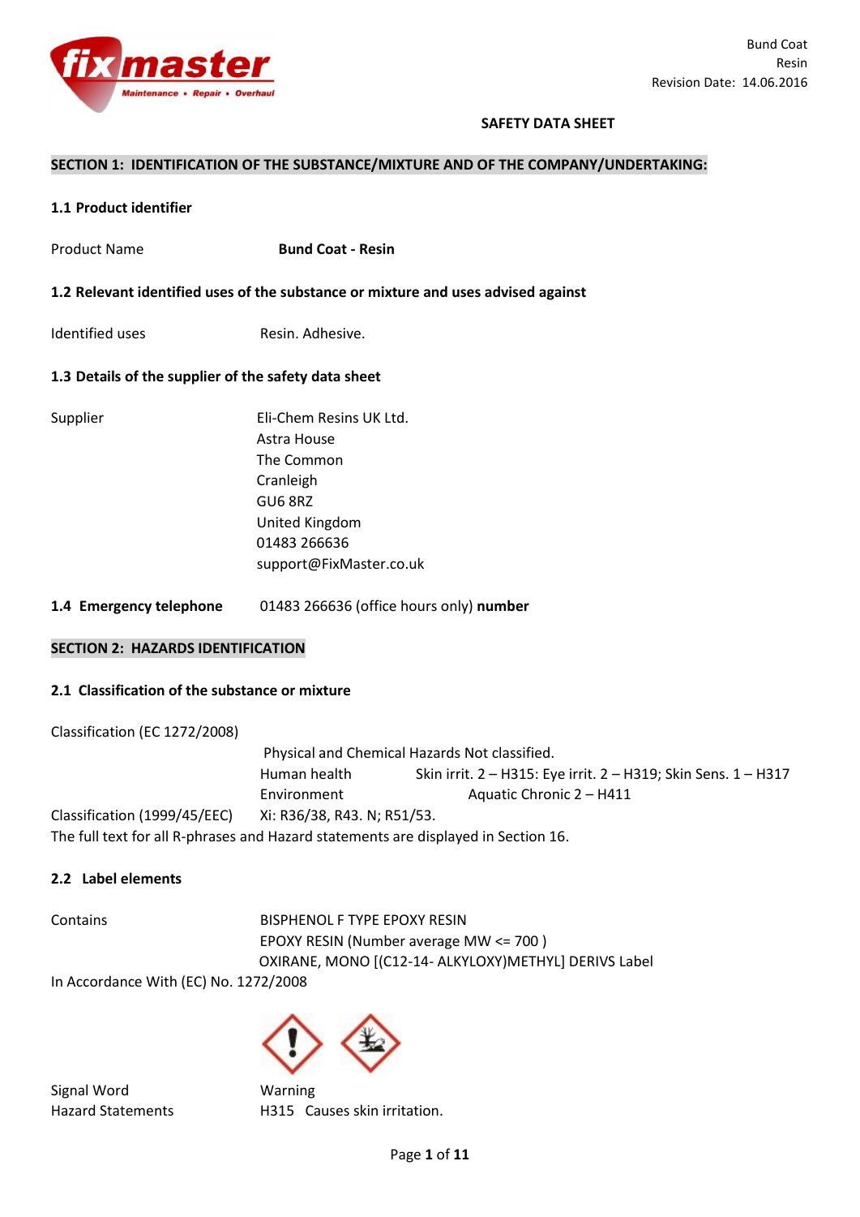Bund Coat
Resin
Revision Date: 14.06.2016

**SAFETY DATA SHEET**

## SECTION 1: IDENTIFICATION OF THE SUBSTANCE/MIXTURE AND OF THE COMPANY/UNDERTAKING:

### 1.1 Product identifier

Product Name **Bund Coat - Resin**

### 1.2 Relevant identified uses of the substance or mixture and uses advised against

Identified uses Resin. Adhesive.

### 1.3 Details of the supplier of the safety data sheet

Supplier
Eli-Chem Resins UK Ltd.
Astra House
The Common
Cranleigh
GU6 8RZ
United Kingdom
01483 266636
support@FixMaster.co.uk

**1.4 Emergency telephone** 01483 266636 (office hours only) **number**

## SECTION 2: HAZARDS IDENTIFICATION

### 2.1 Classification of the substance or mixture

Classification (EC 1272/2008)

Physical and Chemical Hazards Not classified.
Human health Skin irrit. 2 – H315: Eye irrit. 2 – H319; Skin Sens. 1 – H317
Environment Aquatic Chronic 2 – H411

Classification (1999/45/EEC) Xi: R36/38, R43. N; R51/53.

The full text for all R-phrases and Hazard statements are displayed in Section 16.

### 2.2 Label elements

Contains
BISPHENOL F TYPE EPOXY RESIN
EPOXY RESIN (Number average MW <= 700 )
OXIRANE, MONO [(C12-14- ALKYLOXY)METHYL] DERIVS Label

In Accordance With (EC) No. 1272/2008

Signal Word Warning

Hazard Statements H315 Causes skin irritation.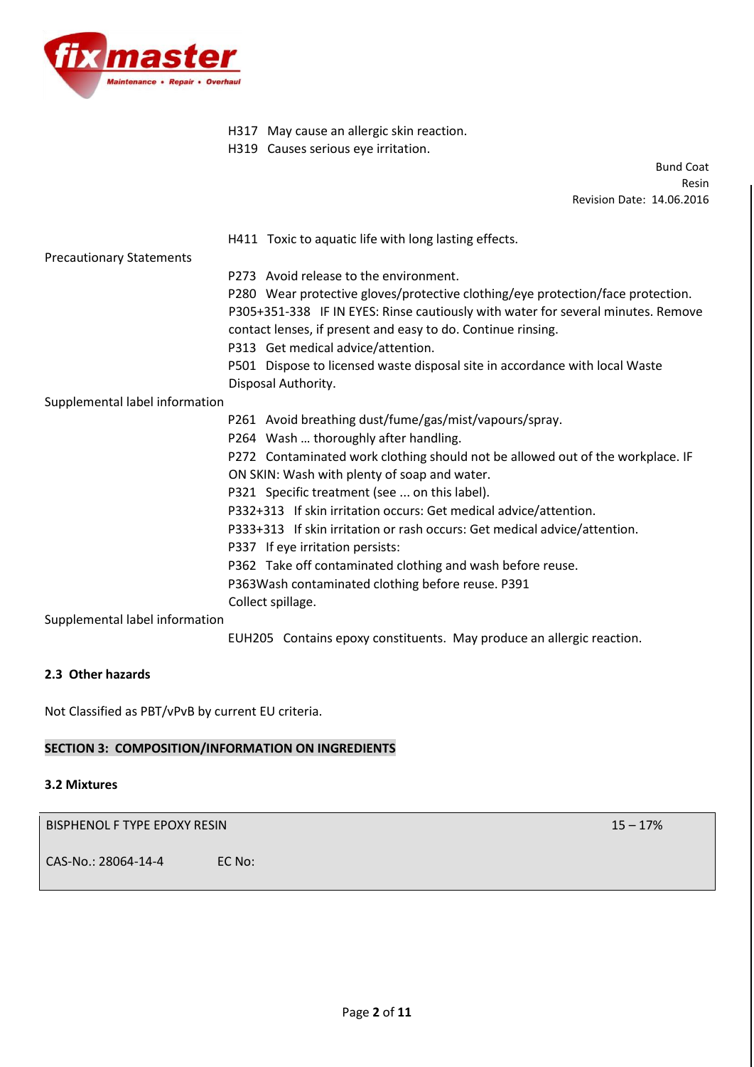H317 May cause an allergic skin reaction.
H319 Causes serious eye irritation.

H411 Toxic to aquatic life with long lasting effects.

Precautionary Statements

P273 Avoid release to the environment.
P280 Wear protective gloves/protective clothing/eye protection/face protection.
P305+351-338 IF IN EYES: Rinse cautiously with water for several minutes. Remove contact lenses, if present and easy to do. Continue rinsing.
P313 Get medical advice/attention.
P501 Dispose to licensed waste disposal site in accordance with local Waste Disposal Authority.

Supplemental label information

P261 Avoid breathing dust/fume/gas/mist/vapours/spray.
P264 Wash … thoroughly after handling.
P272 Contaminated work clothing should not be allowed out of the workplace. IF ON SKIN: Wash with plenty of soap and water.
P321 Specific treatment (see ... on this label).
P332+313 If skin irritation occurs: Get medical advice/attention.
P333+313 If skin irritation or rash occurs: Get medical advice/attention.
P337 If eye irritation persists:
P362 Take off contaminated clothing and wash before reuse.
P363Wash contaminated clothing before reuse. P391 Collect spillage.

Supplemental label information

EUH205 Contains epoxy constituents. May produce an allergic reaction.

### 2.3 Other hazards

Not Classified as PBT/vPvB by current EU criteria.

## SECTION 3: COMPOSITION/INFORMATION ON INGREDIENTS

### 3.2 Mixtures

| BISPHENOL F TYPE EPOXY RESIN | | 15 – 17% |
|---|---|---|
| CAS-No.: 28064-14-4 | EC No: | |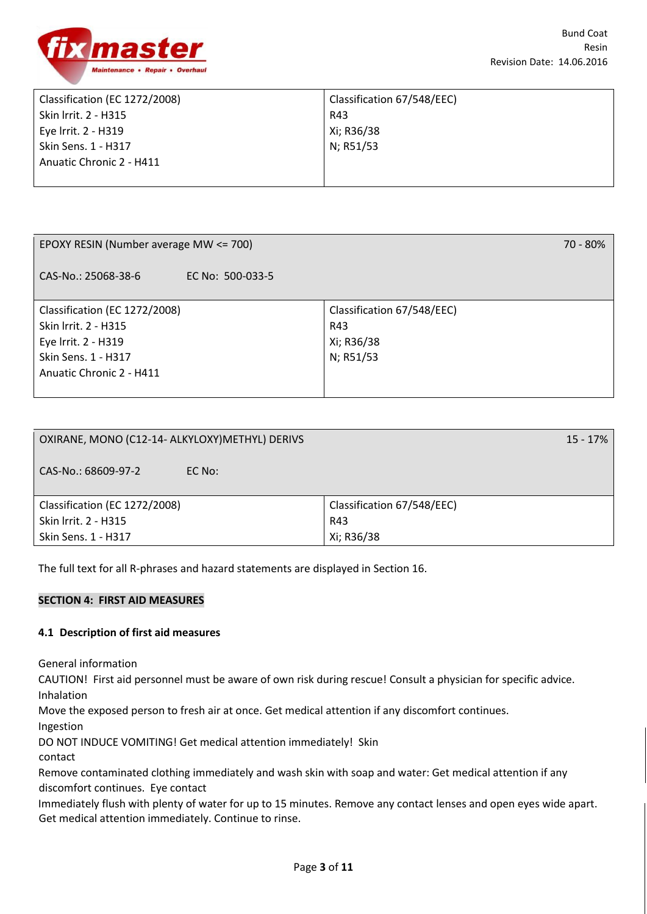| Classification (EC 1272/2008) | Classification 67/548/EEC) |
|---|---|
| Skin Irrit. 2 - H315<br>Eye Irrit. 2 - H319<br>Skin Sens. 1 - H317<br>Anuatic Chronic 2 - H411 | R43<br>Xi; R36/38<br>N; R51/53 |

| EPOXY RESIN (Number average MW <= 700) | 70 - 80% |
|---|---|
| CAS-No.: 25068-38-6 EC No: 500-033-5 | |
| Classification (EC 1272/2008)<br>Skin Irrit. 2 - H315<br>Eye Irrit. 2 - H319<br>Skin Sens. 1 - H317<br>Anuatic Chronic 2 - H411 | Classification 67/548/EEC)<br>R43<br>Xi; R36/38<br>N; R51/53 |

| OXIRANE, MONO (C12-14- ALKYLOXY)METHYL) DERIVS | 15 - 17% |
|---|---|
| CAS-No.: 68609-97-2 EC No: | |
| Classification (EC 1272/2008)<br>Skin Irrit. 2 - H315<br>Skin Sens. 1 - H317 | Classification 67/548/EEC)<br>R43<br>Xi; R36/38 |

The full text for all R-phrases and hazard statements are displayed in Section 16.

## SECTION 4: FIRST AID MEASURES

### 4.1 Description of first aid measures

General information

CAUTION! First aid personnel must be aware of own risk during rescue! Consult a physician for specific advice.

Inhalation

Move the exposed person to fresh air at once. Get medical attention if any discomfort continues.

Ingestion

DO NOT INDUCE VOMITING! Get medical attention immediately!

Skin contact

Remove contaminated clothing immediately and wash skin with soap and water: Get medical attention if any discomfort continues.

Eye contact

Immediately flush with plenty of water for up to 15 minutes. Remove any contact lenses and open eyes wide apart. Get medical attention immediately. Continue to rinse.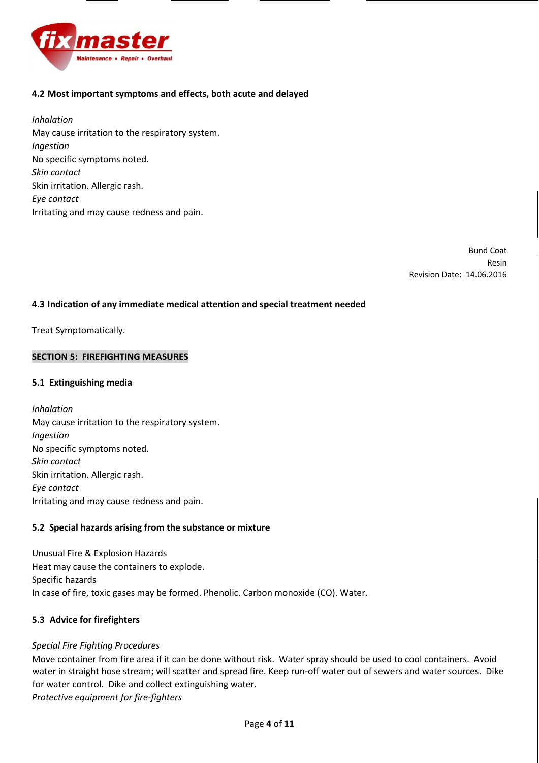### 4.2 Most important symptoms and effects, both acute and delayed

*Inhalation*
May cause irritation to the respiratory system.
*Ingestion*
No specific symptoms noted.
*Skin contact*
Skin irritation. Allergic rash.
*Eye contact*
Irritating and may cause redness and pain.

### 4.3 Indication of any immediate medical attention and special treatment needed

Treat Symptomatically.

## SECTION 5: FIREFIGHTING MEASURES

### 5.1 Extinguishing media

*Inhalation*
May cause irritation to the respiratory system.
*Ingestion*
No specific symptoms noted.
*Skin contact*
Skin irritation. Allergic rash.
*Eye contact*
Irritating and may cause redness and pain.

### 5.2 Special hazards arising from the substance or mixture

Unusual Fire & Explosion Hazards
Heat may cause the containers to explode.
Specific hazards
In case of fire, toxic gases may be formed. Phenolic. Carbon monoxide (CO). Water.

### 5.3 Advice for firefighters

*Special Fire Fighting Procedures*
Move container from fire area if it can be done without risk. Water spray should be used to cool containers. Avoid water in straight hose stream; will scatter and spread fire. Keep run-off water out of sewers and water sources. Dike for water control. Dike and collect extinguishing water.
*Protective equipment for fire-fighters*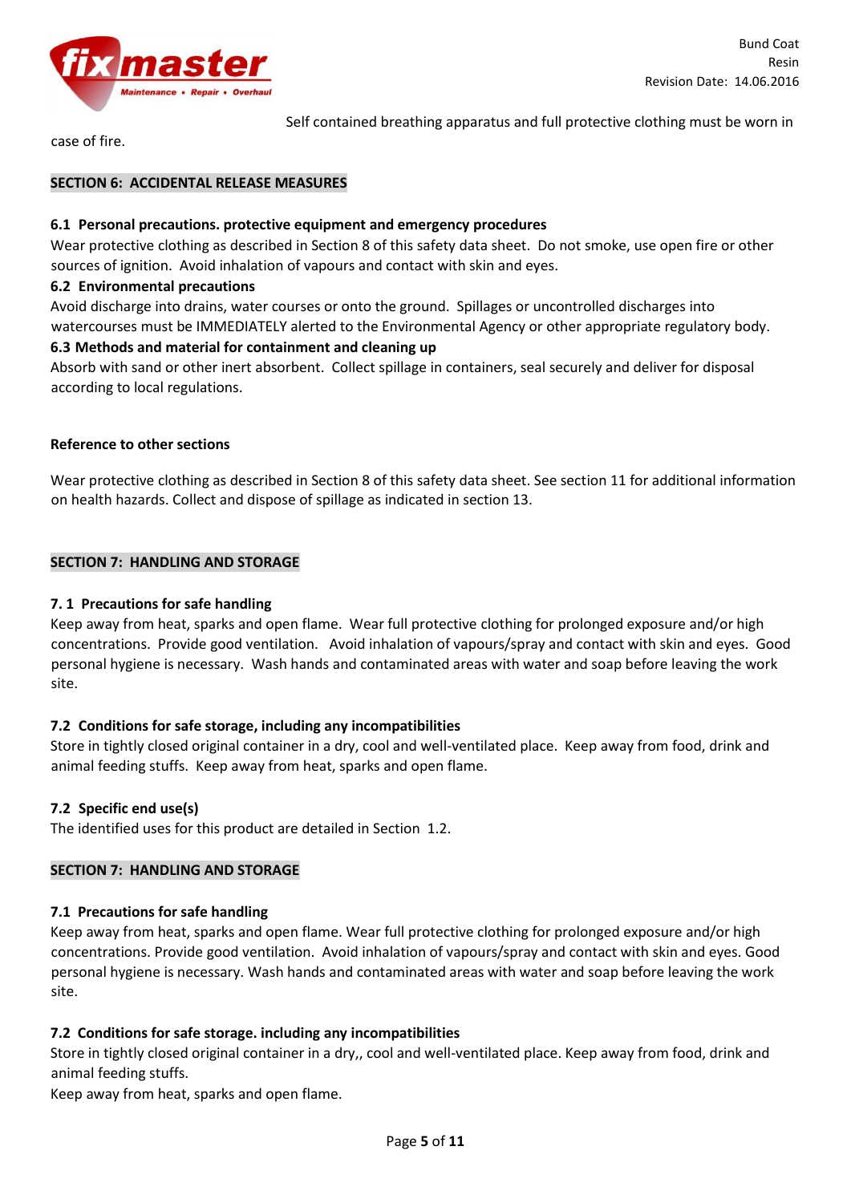Self contained breathing apparatus and full protective clothing must be worn in case of fire.

## SECTION 6: ACCIDENTAL RELEASE MEASURES

### 6.1 Personal precautions. protective equipment and emergency procedures

Wear protective clothing as described in Section 8 of this safety data sheet. Do not smoke, use open fire or other sources of ignition. Avoid inhalation of vapours and contact with skin and eyes.

### 6.2 Environmental precautions

Avoid discharge into drains, water courses or onto the ground. Spillages or uncontrolled discharges into watercourses must be IMMEDIATELY alerted to the Environmental Agency or other appropriate regulatory body.

### 6.3 Methods and material for containment and cleaning up

Absorb with sand or other inert absorbent. Collect spillage in containers, seal securely and deliver for disposal according to local regulations.

### Reference to other sections

Wear protective clothing as described in Section 8 of this safety data sheet. See section 11 for additional information on health hazards. Collect and dispose of spillage as indicated in section 13.

## SECTION 7: HANDLING AND STORAGE

### 7. 1 Precautions for safe handling

Keep away from heat, sparks and open flame. Wear full protective clothing for prolonged exposure and/or high concentrations. Provide good ventilation. Avoid inhalation of vapours/spray and contact with skin and eyes. Good personal hygiene is necessary. Wash hands and contaminated areas with water and soap before leaving the work site.

### 7.2 Conditions for safe storage, including any incompatibilities

Store in tightly closed original container in a dry, cool and well-ventilated place. Keep away from food, drink and animal feeding stuffs. Keep away from heat, sparks and open flame.

### 7.2 Specific end use(s)

The identified uses for this product are detailed in Section 1.2.

## SECTION 7: HANDLING AND STORAGE

### 7.1 Precautions for safe handling

Keep away from heat, sparks and open flame. Wear full protective clothing for prolonged exposure and/or high concentrations. Provide good ventilation. Avoid inhalation of vapours/spray and contact with skin and eyes. Good personal hygiene is necessary. Wash hands and contaminated areas with water and soap before leaving the work site.

### 7.2 Conditions for safe storage. including any incompatibilities

Store in tightly closed original container in a dry,, cool and well-ventilated place. Keep away from food, drink and animal feeding stuffs.

Keep away from heat, sparks and open flame.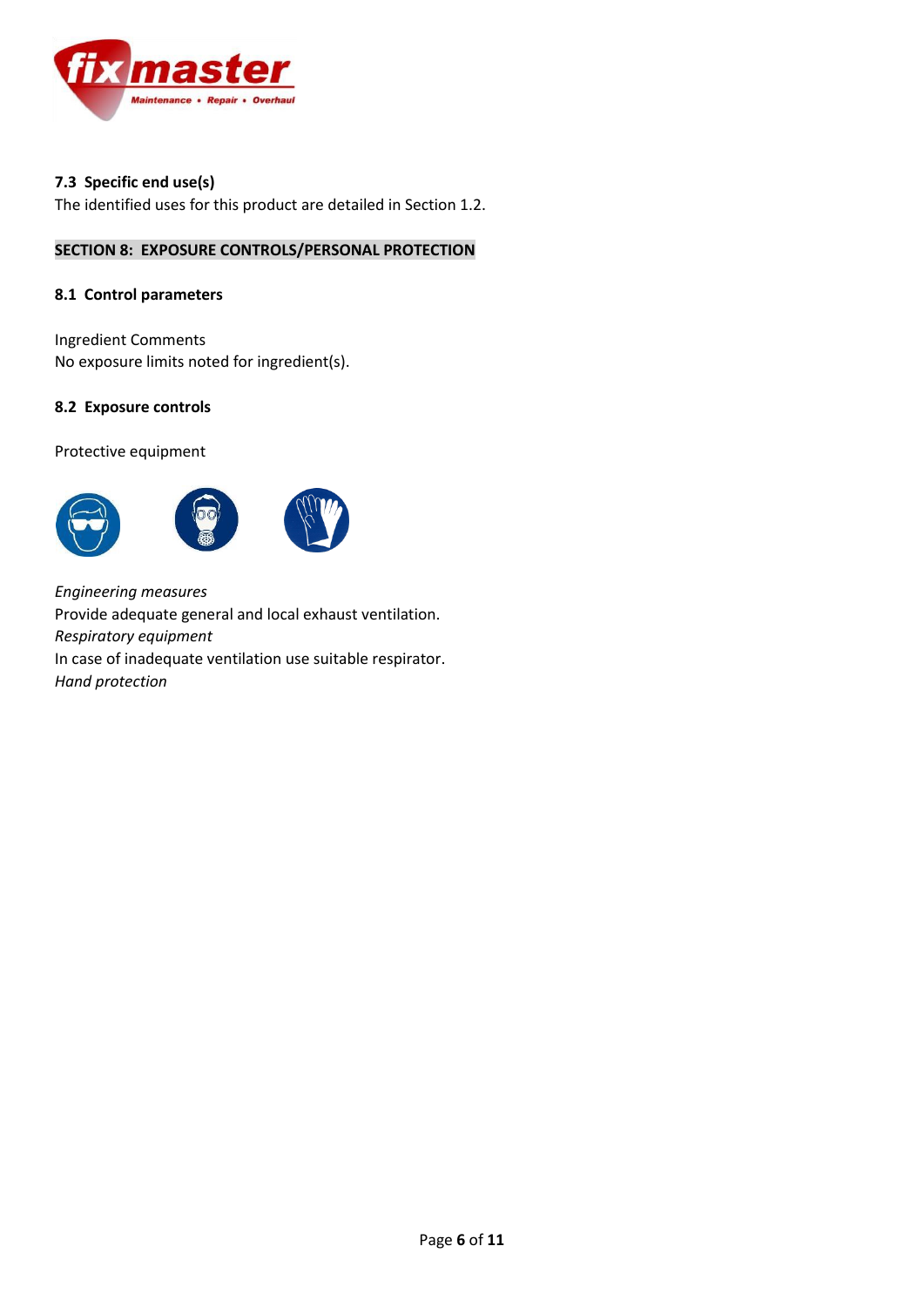### 7.3 Specific end use(s)

The identified uses for this product are detailed in Section 1.2.

## SECTION 8: EXPOSURE CONTROLS/PERSONAL PROTECTION

### 8.1 Control parameters

Ingredient Comments

No exposure limits noted for ingredient(s).

### 8.2 Exposure controls

Protective equipment

*Engineering measures*

Provide adequate general and local exhaust ventilation.

*Respiratory equipment*

In case of inadequate ventilation use suitable respirator.

*Hand protection*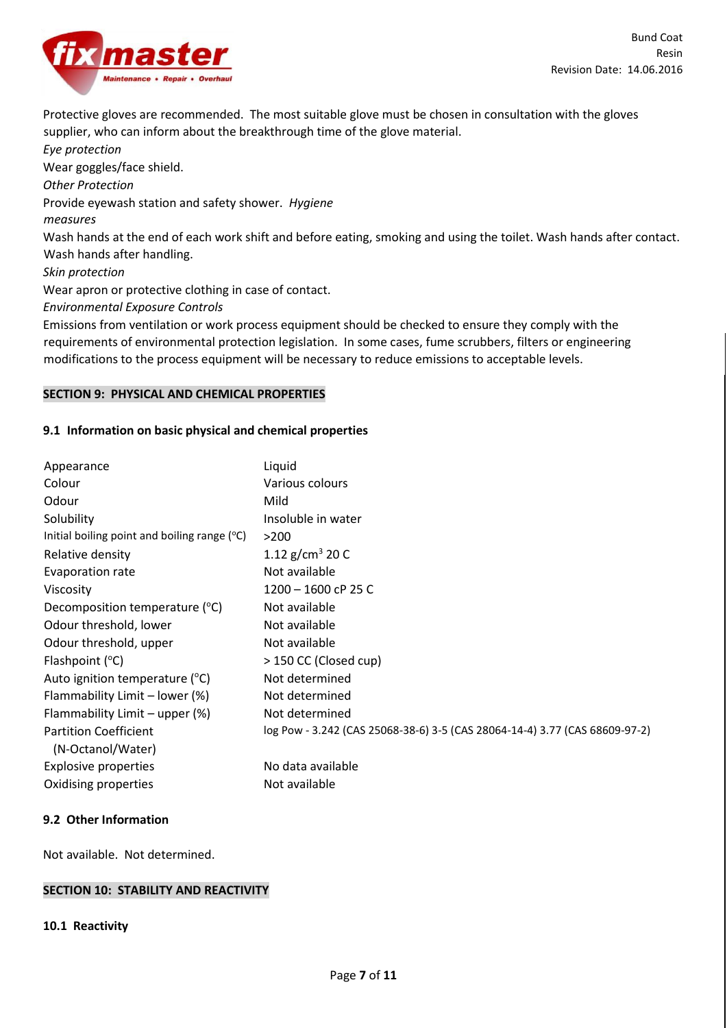Protective gloves are recommended. The most suitable glove must be chosen in consultation with the gloves supplier, who can inform about the breakthrough time of the glove material.

*Eye protection*

Wear goggles/face shield.

*Other Protection*

Provide eyewash station and safety shower.

*Hygiene measures*

Wash hands at the end of each work shift and before eating, smoking and using the toilet. Wash hands after contact. Wash hands after handling.

*Skin protection*

Wear apron or protective clothing in case of contact.

*Environmental Exposure Controls*

Emissions from ventilation or work process equipment should be checked to ensure they comply with the requirements of environmental protection legislation. In some cases, fume scrubbers, filters or engineering modifications to the process equipment will be necessary to reduce emissions to acceptable levels.

## SECTION 9: PHYSICAL AND CHEMICAL PROPERTIES

### 9.1 Information on basic physical and chemical properties

| | |
|---|---|
| Appearance | Liquid |
| Colour | Various colours |
| Odour | Mild |
| Solubility | Insoluble in water |
| Initial boiling point and boiling range (°C) | >200 |
| Relative density | 1.12 g/cm³ 20 C |
| Evaporation rate | Not available |
| Viscosity | 1200 – 1600 cP 25 C |
| Decomposition temperature (°C) | Not available |
| Odour threshold, lower | Not available |
| Odour threshold, upper | Not available |
| Flashpoint (°C) | > 150 CC (Closed cup) |
| Auto ignition temperature (°C) | Not determined |
| Flammability Limit – lower (%) | Not determined |
| Flammability Limit – upper (%) | Not determined |
| Partition Coefficient (N-Octanol/Water) | log Pow - 3.242 (CAS 25068-38-6) 3-5 (CAS 28064-14-4) 3.77 (CAS 68609-97-2) |
| Explosive properties | No data available |
| Oxidising properties | Not available |

### 9.2 Other Information

Not available. Not determined.

## SECTION 10: STABILITY AND REACTIVITY

### 10.1 Reactivity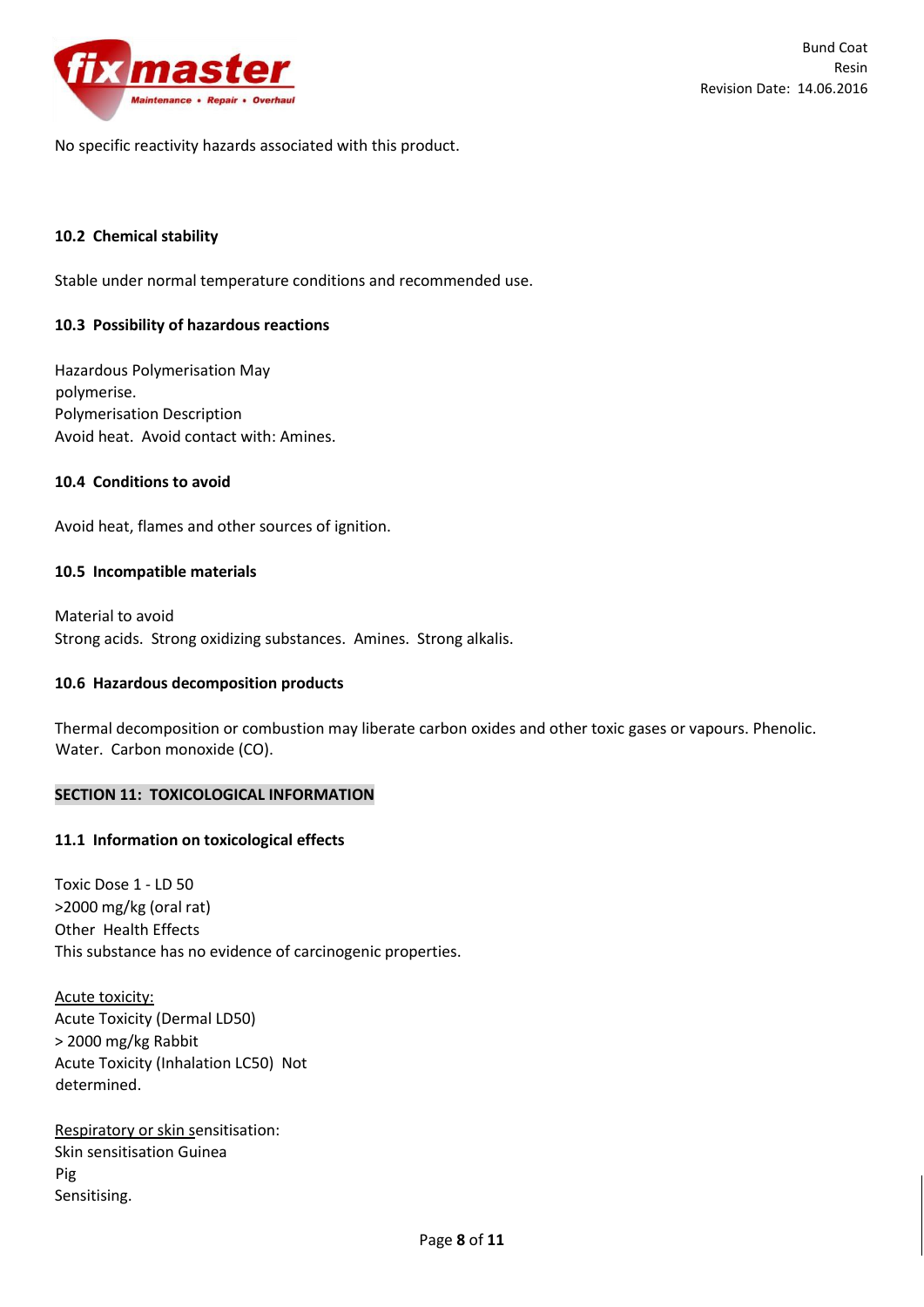No specific reactivity hazards associated with this product.

**10.2 Chemical stability**

Stable under normal temperature conditions and recommended use.

**10.3 Possibility of hazardous reactions**

Hazardous Polymerisation May polymerise.
Polymerisation Description
Avoid heat. Avoid contact with: Amines.

**10.4 Conditions to avoid**

Avoid heat, flames and other sources of ignition.

**10.5 Incompatible materials**

Material to avoid
Strong acids. Strong oxidizing substances. Amines. Strong alkalis.

**10.6 Hazardous decomposition products**

Thermal decomposition or combustion may liberate carbon oxides and other toxic gases or vapours. Phenolic. Water. Carbon monoxide (CO).

## SECTION 11: TOXICOLOGICAL INFORMATION

**11.1 Information on toxicological effects**

Toxic Dose 1 - LD 50
>2000 mg/kg (oral rat)
Other Health Effects
This substance has no evidence of carcinogenic properties.

Acute toxicity:
Acute Toxicity (Dermal LD50)
> 2000 mg/kg Rabbit
Acute Toxicity (Inhalation LC50) Not determined.

Respiratory or skin sensitisation:
Skin sensitisation Guinea Pig
Sensitising.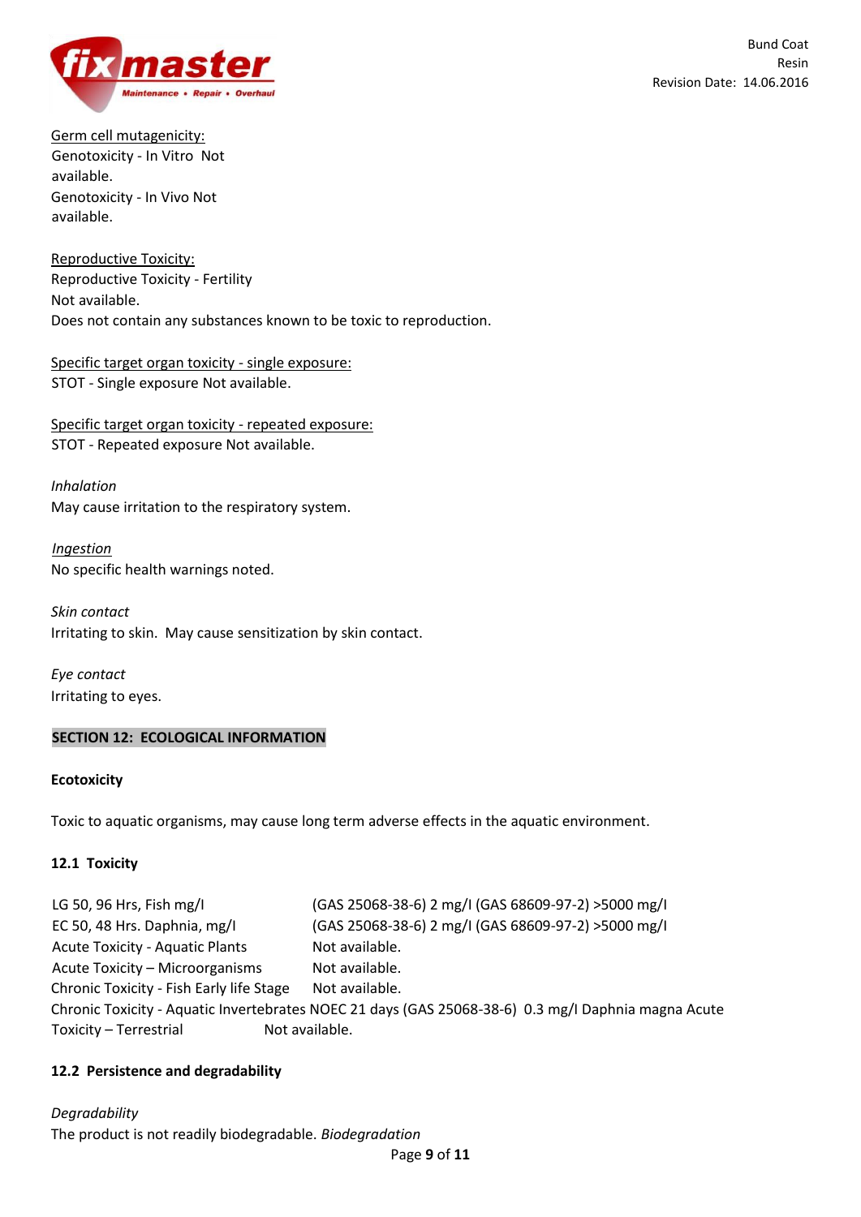Germ cell mutagenicity:
Genotoxicity - In Vitro Not available.
Genotoxicity - In Vivo Not available.

Reproductive Toxicity:
Reproductive Toxicity - Fertility
Not available.
Does not contain any substances known to be toxic to reproduction.

Specific target organ toxicity - single exposure:
STOT - Single exposure Not available.

Specific target organ toxicity - repeated exposure:
STOT - Repeated exposure Not available.

*Inhalation*
May cause irritation to the respiratory system.

*Ingestion*
No specific health warnings noted.

*Skin contact*
Irritating to skin. May cause sensitization by skin contact.

*Eye contact*
Irritating to eyes.

## SECTION 12: ECOLOGICAL INFORMATION

**Ecotoxicity**

Toxic to aquatic organisms, may cause long term adverse effects in the aquatic environment.

### 12.1 Toxicity

| | |
|---|---|
| LG 50, 96 Hrs, Fish mg/l | (GAS 25068-38-6) 2 mg/l (GAS 68609-97-2) >5000 mg/l |
| EC 50, 48 Hrs. Daphnia, mg/l | (GAS 25068-38-6) 2 mg/l (GAS 68609-97-2) >5000 mg/l |
| Acute Toxicity - Aquatic Plants | Not available. |
| Acute Toxicity – Microorganisms | Not available. |
| Chronic Toxicity - Fish Early life Stage | Not available. |

Chronic Toxicity - Aquatic Invertebrates NOEC 21 days (GAS 25068-38-6) 0.3 mg/l Daphnia magna Acute Toxicity – Terrestrial Not available.

### 12.2 Persistence and degradability

*Degradability*
The product is not readily biodegradable. *Biodegradation*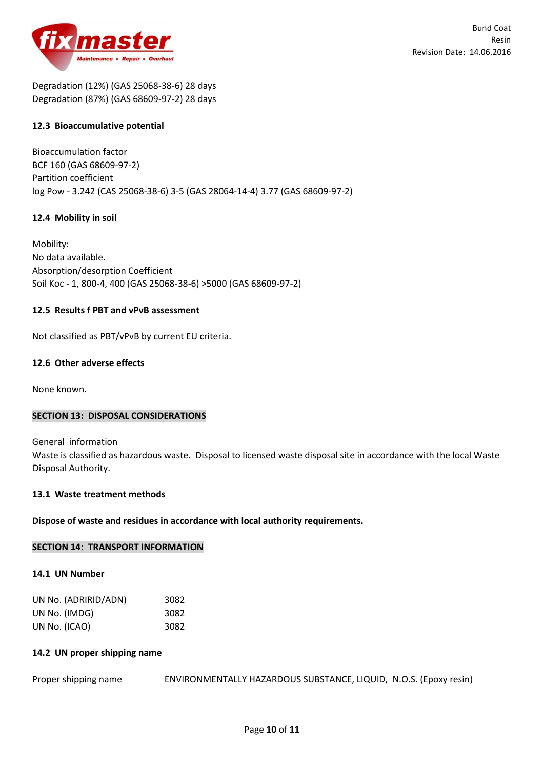Degradation (12%) (GAS 25068-38-6) 28 days
Degradation (87%) (GAS 68609-97-2) 28 days

**12.3 Bioaccumulative potential**

Bioaccumulation factor
BCF 160 (GAS 68609-97-2)
Partition coefficient
log Pow - 3.242 (CAS 25068-38-6) 3-5 (GAS 28064-14-4) 3.77 (GAS 68609-97-2)

**12.4 Mobility in soil**

Mobility:
No data available.
Absorption/desorption Coefficient
Soil Koc - 1, 800-4, 400 (GAS 25068-38-6) >5000 (GAS 68609-97-2)

**12.5 Results f PBT and vPvB assessment**

Not classified as PBT/vPvB by current EU criteria.

**12.6 Other adverse effects**

None known.

## SECTION 13: DISPOSAL CONSIDERATIONS

General information
Waste is classified as hazardous waste. Disposal to licensed waste disposal site in accordance with the local Waste Disposal Authority.

**13.1 Waste treatment methods**

**Dispose of waste and residues in accordance with local authority requirements.**

## SECTION 14: TRANSPORT INFORMATION

**14.1 UN Number**

| | |
|---|---|
| UN No. (ADRIRID/ADN) | 3082 |
| UN No. (IMDG) | 3082 |
| UN No. (ICAO) | 3082 |

**14.2 UN proper shipping name**

Proper shipping name ENVIRONMENTALLY HAZARDOUS SUBSTANCE, LIQUID, N.O.S. (Epoxy resin)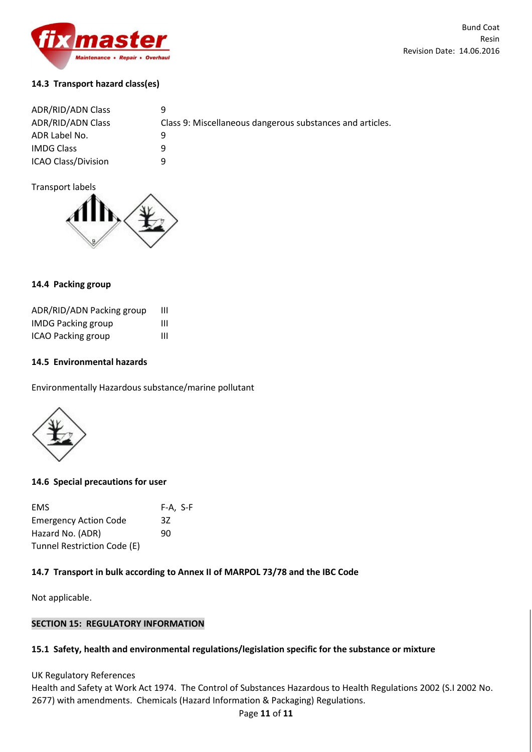### 14.3 Transport hazard class(es)

| | |
|---|---|
| ADR/RID/ADN Class | 9 |
| ADR/RID/ADN Class | Class 9: Miscellaneous dangerous substances and articles. |
| ADR Label No. | 9 |
| IMDG Class | 9 |
| ICAO Class/Division | 9 |

Transport labels

### 14.4 Packing group

| | |
|---|---|
| ADR/RID/ADN Packing group | III |
| IMDG Packing group | III |
| ICAO Packing group | III |

### 14.5 Environmental hazards

Environmentally Hazardous substance/marine pollutant

### 14.6 Special precautions for user

| | |
|---|---|
| EMS | F-A, S-F |
| Emergency Action Code | 3Z |
| Hazard No. (ADR) | 90 |
| Tunnel Restriction Code (E) | |

### 14.7 Transport in bulk according to Annex II of MARPOL 73/78 and the IBC Code

Not applicable.

## SECTION 15: REGULATORY INFORMATION

### 15.1 Safety, health and environmental regulations/legislation specific for the substance or mixture

UK Regulatory References
Health and Safety at Work Act 1974. The Control of Substances Hazardous to Health Regulations 2002 (S.I 2002 No. 2677) with amendments. Chemicals (Hazard Information & Packaging) Regulations.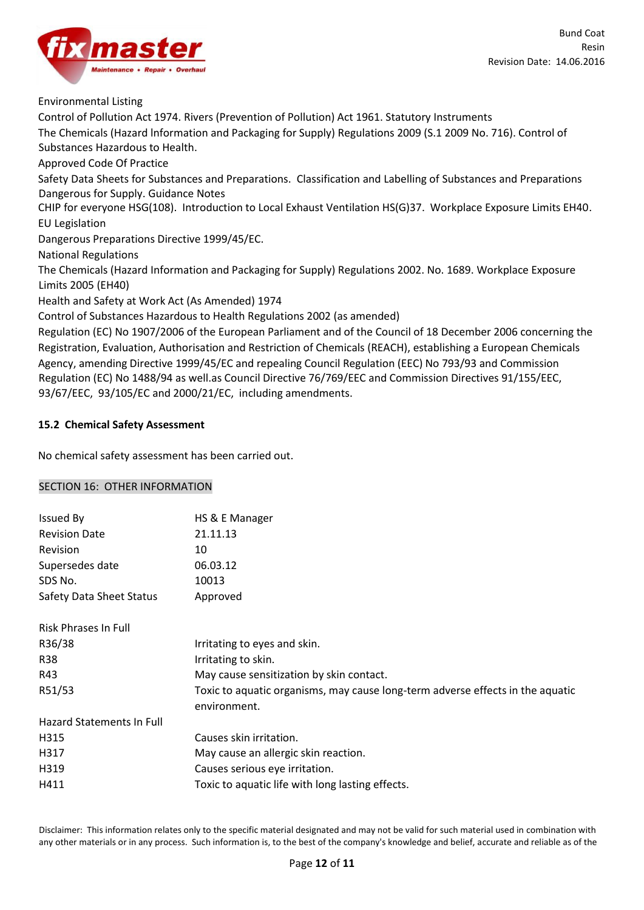Environmental Listing

Control of Pollution Act 1974. Rivers (Prevention of Pollution) Act 1961. Statutory Instruments

The Chemicals (Hazard Information and Packaging for Supply) Regulations 2009 (S.1 2009 No. 716). Control of Substances Hazardous to Health.

Approved Code Of Practice

Safety Data Sheets for Substances and Preparations. Classification and Labelling of Substances and Preparations Dangerous for Supply. Guidance Notes

CHIP for everyone HSG(108). Introduction to Local Exhaust Ventilation HS(G)37. Workplace Exposure Limits EH40.

EU Legislation

Dangerous Preparations Directive 1999/45/EC.

National Regulations

The Chemicals (Hazard Information and Packaging for Supply) Regulations 2002. No. 1689. Workplace Exposure Limits 2005 (EH40)

Health and Safety at Work Act (As Amended) 1974

Control of Substances Hazardous to Health Regulations 2002 (as amended)

Regulation (EC) No 1907/2006 of the European Parliament and of the Council of 18 December 2006 concerning the Registration, Evaluation, Authorisation and Restriction of Chemicals (REACH), establishing a European Chemicals Agency, amending Directive 1999/45/EC and repealing Council Regulation (EEC) No 793/93 and Commission Regulation (EC) No 1488/94 as well.as Council Directive 76/769/EEC and Commission Directives 91/155/EEC, 93/67/EEC, 93/105/EC and 2000/21/EC, including amendments.

**15.2 Chemical Safety Assessment**

No chemical safety assessment has been carried out.

## SECTION 16: OTHER INFORMATION

| | |
|---|---|
| Issued By | HS & E Manager |
| Revision Date | 21.11.13 |
| Revision | 10 |
| Supersedes date | 06.03.12 |
| SDS No. | 10013 |
| Safety Data Sheet Status | Approved |

| | |
|---|---|
| Risk Phrases In Full | |
| R36/38 | Irritating to eyes and skin. |
| R38 | Irritating to skin. |
| R43 | May cause sensitization by skin contact. |
| R51/53 | Toxic to aquatic organisms, may cause long-term adverse effects in the aquatic environment. |
| Hazard Statements In Full | |
| H315 | Causes skin irritation. |
| H317 | May cause an allergic skin reaction. |
| H319 | Causes serious eye irritation. |
| H411 | Toxic to aquatic life with long lasting effects. |

Disclaimer: This information relates only to the specific material designated and may not be valid for such material used in combination with any other materials or in any process. Such information is, to the best of the company's knowledge and belief, accurate and reliable as of the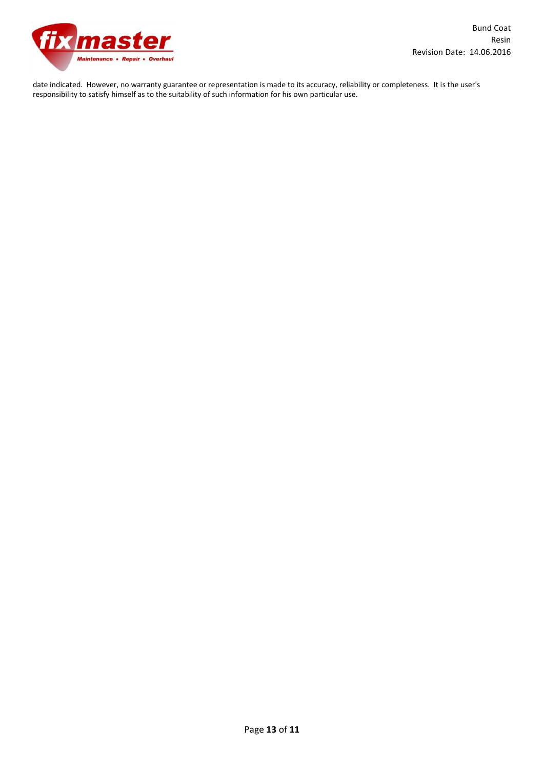date indicated. However, no warranty guarantee or representation is made to its accuracy, reliability or completeness. It is the user's responsibility to satisfy himself as to the suitability of such information for his own particular use.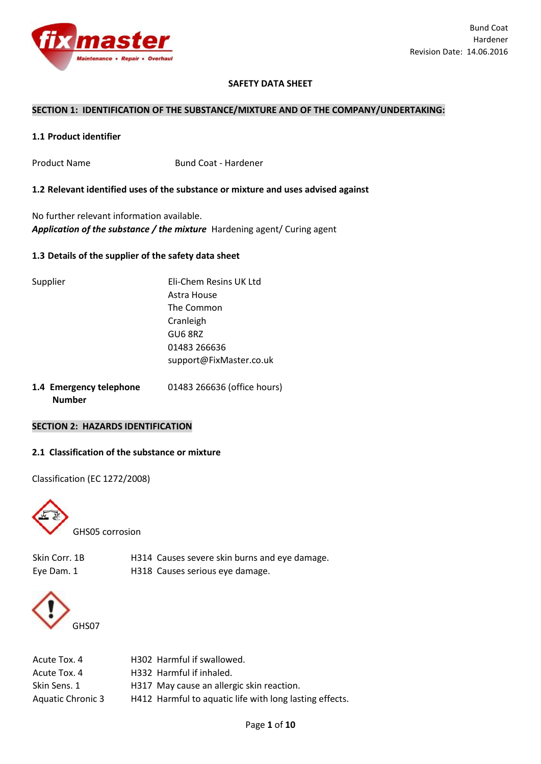Bund Coat
Hardener
Revision Date: 14.06.2016

**SAFETY DATA SHEET**

## SECTION 1: IDENTIFICATION OF THE SUBSTANCE/MIXTURE AND OF THE COMPANY/UNDERTAKING:

### 1.1 Product identifier

Product Name Bund Coat - Hardener

### 1.2 Relevant identified uses of the substance or mixture and uses advised against

No further relevant information available.
***Application of the substance / the mixture*** Hardening agent/ Curing agent

### 1.3 Details of the supplier of the safety data sheet

Supplier
Eli-Chem Resins UK Ltd
Astra House
The Common
Cranleigh
GU6 8RZ
01483 266636
support@FixMaster.co.uk

**1.4 Emergency telephone Number** 01483 266636 (office hours)

## SECTION 2: HAZARDS IDENTIFICATION

### 2.1 Classification of the substance or mixture

Classification (EC 1272/2008)

GHS05 corrosion

| | |
|---|---|
| Skin Corr. 1B | H314 Causes severe skin burns and eye damage. |
| Eye Dam. 1 | H318 Causes serious eye damage. |

GHS07

| | |
|---|---|
| Acute Tox. 4 | H302 Harmful if swallowed. |
| Acute Tox. 4 | H332 Harmful if inhaled. |
| Skin Sens. 1 | H317 May cause an allergic skin reaction. |
| Aquatic Chronic 3 | H412 Harmful to aquatic life with long lasting effects. |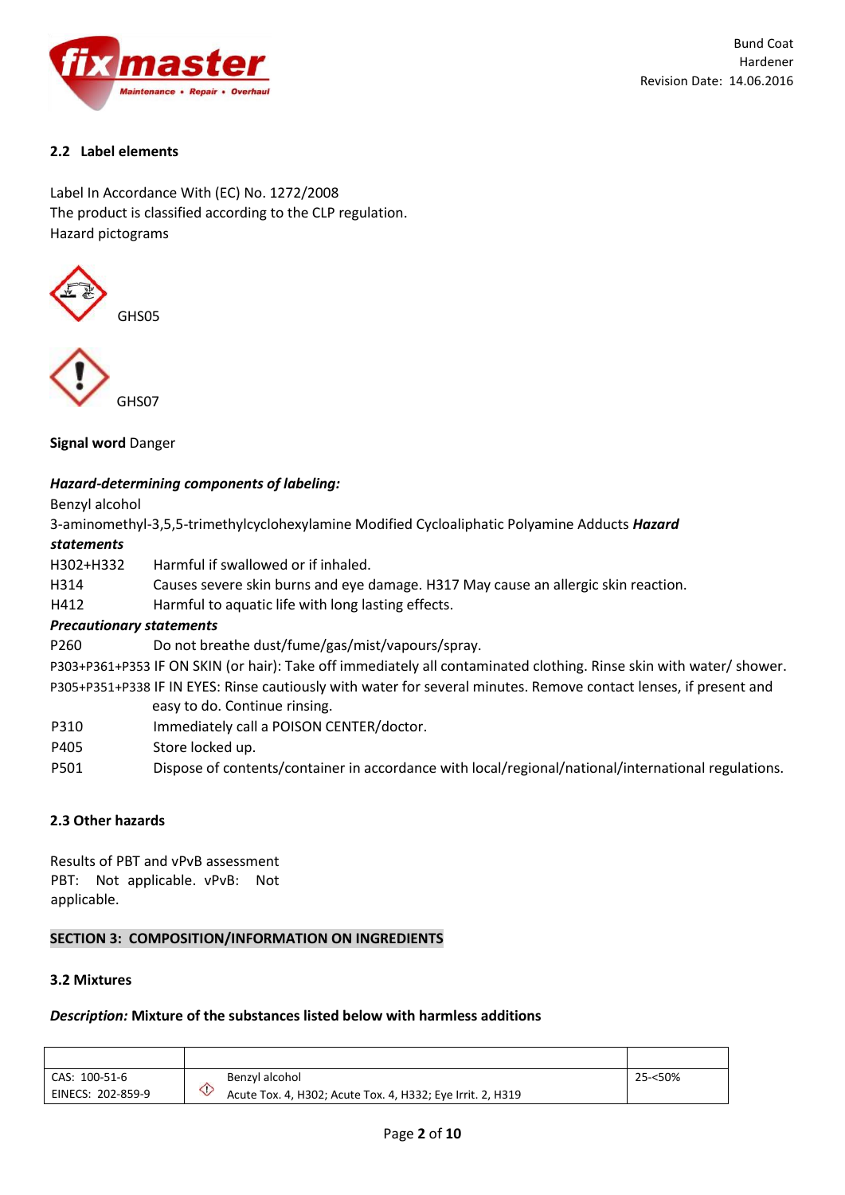### 2.2 Label elements

Label In Accordance With (EC) No. 1272/2008
The product is classified according to the CLP regulation.
Hazard pictograms

GHS05

GHS07

**Signal word** Danger

***Hazard-determining components of labeling:***

Benzyl alcohol
3-aminomethyl-3,5,5-trimethylcyclohexylamine Modified Cycloaliphatic Polyamine Adducts

***Hazard statements***

| | |
|---|---|
| H302+H332 | Harmful if swallowed or if inhaled. |
| H314 | Causes severe skin burns and eye damage. H317 May cause an allergic skin reaction. |
| H412 | Harmful to aquatic life with long lasting effects. |

***Precautionary statements***

| | |
|---|---|
| P260 | Do not breathe dust/fume/gas/mist/vapours/spray. |
| P303+P361+P353 | IF ON SKIN (or hair): Take off immediately all contaminated clothing. Rinse skin with water/ shower. |
| P305+P351+P338 | IF IN EYES: Rinse cautiously with water for several minutes. Remove contact lenses, if present and easy to do. Continue rinsing. |
| P310 | Immediately call a POISON CENTER/doctor. |
| P405 | Store locked up. |
| P501 | Dispose of contents/container in accordance with local/regional/national/international regulations. |

### 2.3 Other hazards

Results of PBT and vPvB assessment
PBT: Not applicable. vPvB: Not applicable.

## SECTION 3: COMPOSITION/INFORMATION ON INGREDIENTS

### 3.2 Mixtures

***Description:*** **Mixture of the substances listed below with harmless additions**

| | | |
|---|---|---|
| CAS: 100-51-6<br>EINECS: 202-859-9 | Benzyl alcohol<br>Acute Tox. 4, H302; Acute Tox. 4, H332; Eye Irrit. 2, H319 | 25-<50% |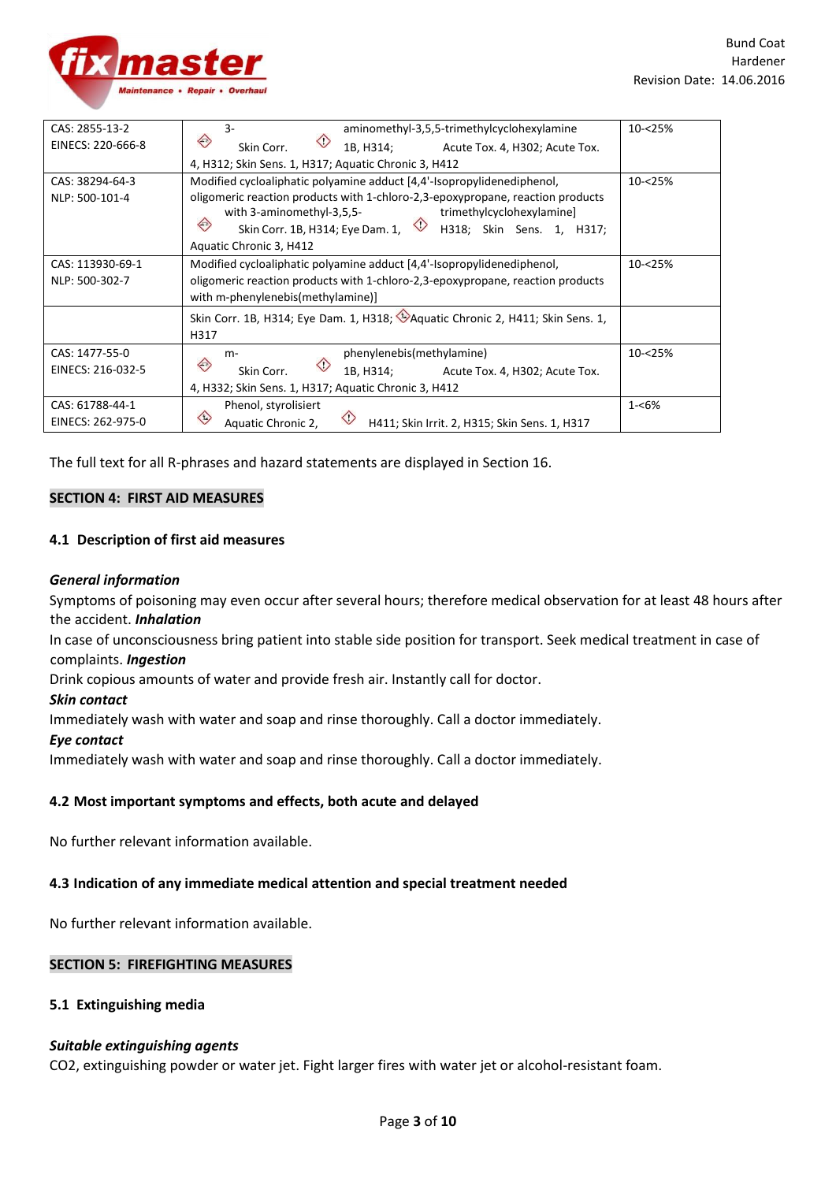| | | |
|---|---|---|
| CAS: 2855-13-2<br>EINECS: 220-666-8 | 3-aminomethyl-3,5,5-trimethylcyclohexylamine<br>Skin Corr. 1B, H314; Acute Tox. 4, H302; Acute Tox. 4, H312; Skin Sens. 1, H317; Aquatic Chronic 3, H412 | 10-<25% |
| CAS: 38294-64-3<br>NLP: 500-101-4 | Modified cycloaliphatic polyamine adduct [4,4'-Isopropylidenediphenol, oligomeric reaction products with 1-chloro-2,3-epoxypropane, reaction products with 3-aminomethyl-3,5,5-trimethylcyclohexylamine]<br>Skin Corr. 1B, H314; Eye Dam. 1, H318; Skin Sens. 1, H317; Aquatic Chronic 3, H412 | 10-<25% |
| CAS: 113930-69-1<br>NLP: 500-302-7 | Modified cycloaliphatic polyamine adduct [4,4'-Isopropylidenediphenol, oligomeric reaction products with 1-chloro-2,3-epoxypropane, reaction products with m-phenylenebis(methylamine)] | 10-<25% |
| | Skin Corr. 1B, H314; Eye Dam. 1, H318; Aquatic Chronic 2, H411; Skin Sens. 1, H317 | |
| CAS: 1477-55-0<br>EINECS: 216-032-5 | m-phenylenebis(methylamine)<br>Skin Corr. 1B, H314; Acute Tox. 4, H302; Acute Tox. 4, H332; Skin Sens. 1, H317; Aquatic Chronic 3, H412 | 10-<25% |
| CAS: 61788-44-1<br>EINECS: 262-975-0 | Phenol, styrolisiert<br>Aquatic Chronic 2, H411; Skin Irrit. 2, H315; Skin Sens. 1, H317 | 1-<6% |

The full text for all R-phrases and hazard statements are displayed in Section 16.

## SECTION 4: FIRST AID MEASURES

### 4.1 Description of first aid measures

***General information***

Symptoms of poisoning may even occur after several hours; therefore medical observation for at least 48 hours after the accident.

***Inhalation***

In case of unconsciousness bring patient into stable side position for transport. Seek medical treatment in case of complaints.

***Ingestion***

Drink copious amounts of water and provide fresh air. Instantly call for doctor.

***Skin contact***

Immediately wash with water and soap and rinse thoroughly. Call a doctor immediately.

***Eye contact***

Immediately wash with water and soap and rinse thoroughly. Call a doctor immediately.

### 4.2 Most important symptoms and effects, both acute and delayed

No further relevant information available.

### 4.3 Indication of any immediate medical attention and special treatment needed

No further relevant information available.

## SECTION 5: FIREFIGHTING MEASURES

### 5.1 Extinguishing media

***Suitable extinguishing agents***

$CO_2$, extinguishing powder or water jet. Fight larger fires with water jet or alcohol-resistant foam.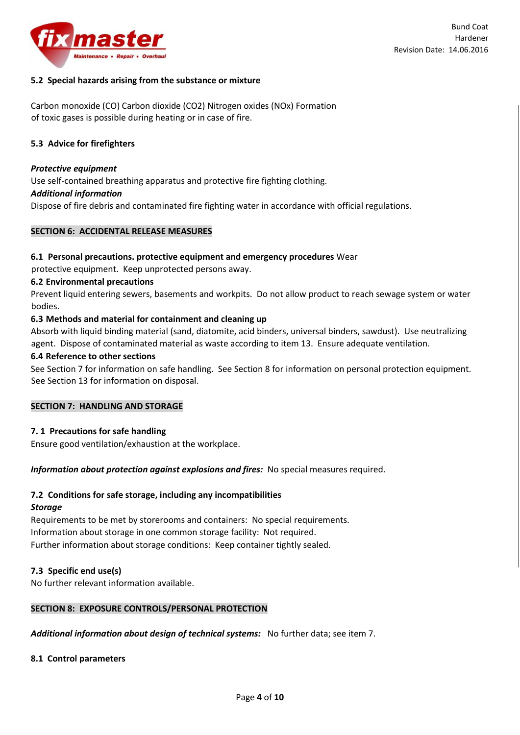**5.2 Special hazards arising from the substance or mixture**

Carbon monoxide (CO) Carbon dioxide ($CO_2$) Nitrogen oxides ($NO_x$) Formation of toxic gases is possible during heating or in case of fire.

**5.3 Advice for firefighters**

***Protective equipment***

Use self-contained breathing apparatus and protective fire fighting clothing.

***Additional information***

Dispose of fire debris and contaminated fire fighting water in accordance with official regulations.

## SECTION 6: ACCIDENTAL RELEASE MEASURES

**6.1 Personal precautions. protective equipment and emergency procedures** Wear protective equipment. Keep unprotected persons away.

**6.2 Environmental precautions**

Prevent liquid entering sewers, basements and workpits. Do not allow product to reach sewage system or water bodies.

**6.3 Methods and material for containment and cleaning up**

Absorb with liquid binding material (sand, diatomite, acid binders, universal binders, sawdust). Use neutralizing agent. Dispose of contaminated material as waste according to item 13. Ensure adequate ventilation.

**6.4 Reference to other sections**

See Section 7 for information on safe handling. See Section 8 for information on personal protection equipment. See Section 13 for information on disposal.

## SECTION 7: HANDLING AND STORAGE

**7. 1 Precautions for safe handling**

Ensure good ventilation/exhaustion at the workplace.

***Information about protection against explosions and fires:*** No special measures required.

**7.2 Conditions for safe storage, including any incompatibilities**

***Storage***

Requirements to be met by storerooms and containers: No special requirements.
Information about storage in one common storage facility: Not required.
Further information about storage conditions: Keep container tightly sealed.

**7.3 Specific end use(s)**

No further relevant information available.

## SECTION 8: EXPOSURE CONTROLS/PERSONAL PROTECTION

***Additional information about design of technical systems:*** No further data; see item 7.

**8.1 Control parameters**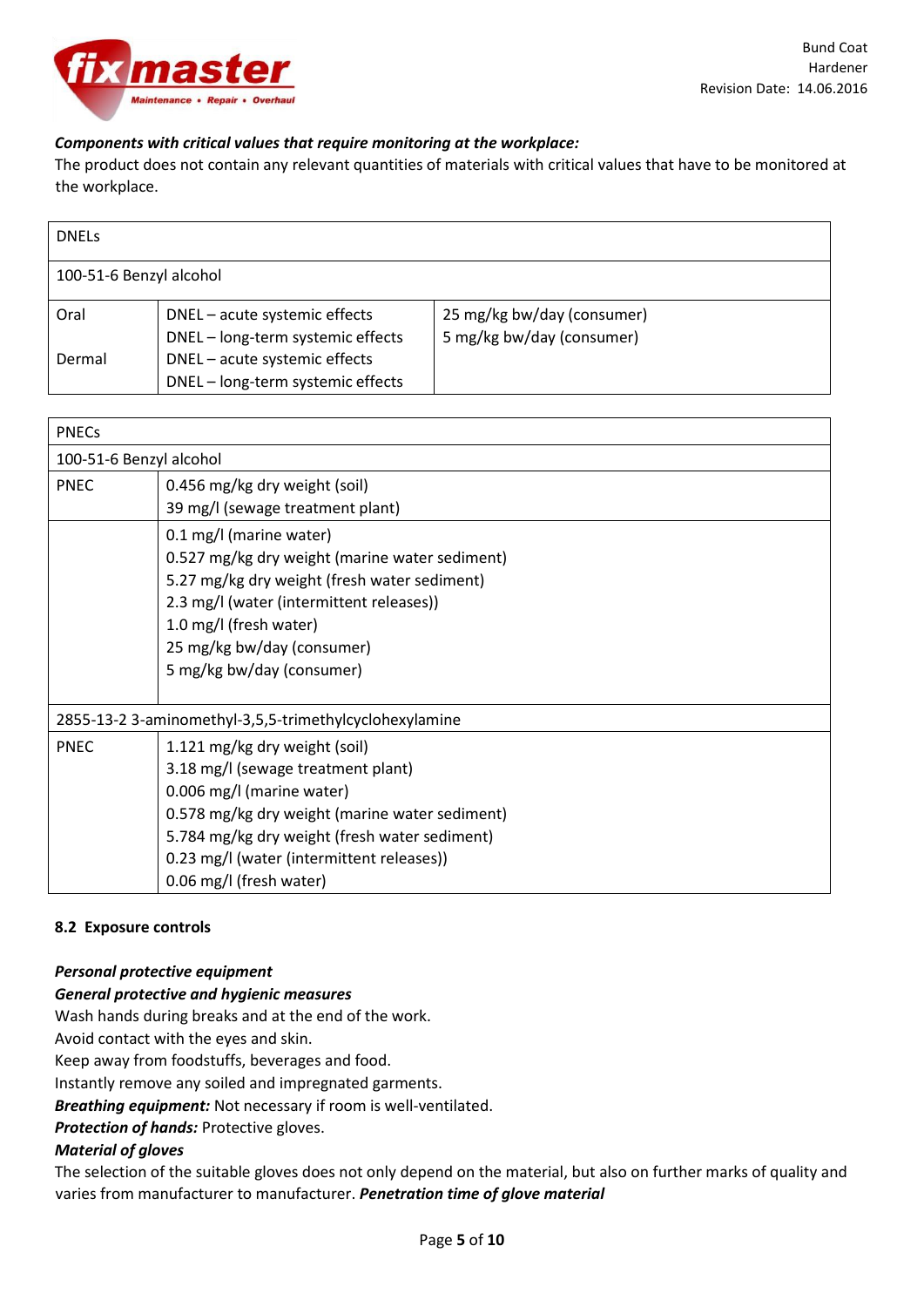***Components with critical values that require monitoring at the workplace:***

The product does not contain any relevant quantities of materials with critical values that have to be monitored at the workplace.

| DNELs | | |
|---|---|---|
| 100-51-6 Benzyl alcohol | | |
| Oral | DNEL – acute systemic effects<br>DNEL – long-term systemic effects | 25 mg/kg bw/day (consumer)<br>5 mg/kg bw/day (consumer) |
| Dermal | DNEL – acute systemic effects<br>DNEL – long-term systemic effects | |

| PNECs | |
|---|---|
| 100-51-6 Benzyl alcohol | |
| PNEC | 0.456 mg/kg dry weight (soil)<br>39 mg/l (sewage treatment plant) |
| | 0.1 mg/l (marine water)<br>0.527 mg/kg dry weight (marine water sediment)<br>5.27 mg/kg dry weight (fresh water sediment)<br>2.3 mg/l (water (intermittent releases))<br>1.0 mg/l (fresh water)<br>25 mg/kg bw/day (consumer)<br>5 mg/kg bw/day (consumer) |
| 2855-13-2 3-aminomethyl-3,5,5-trimethylcyclohexylamine | |
| PNEC | 1.121 mg/kg dry weight (soil)<br>3.18 mg/l (sewage treatment plant)<br>0.006 mg/l (marine water)<br>0.578 mg/kg dry weight (marine water sediment)<br>5.784 mg/kg dry weight (fresh water sediment)<br>0.23 mg/l (water (intermittent releases))<br>0.06 mg/l (fresh water) |

### 8.2 Exposure controls

***Personal protective equipment***

***General protective and hygienic measures***

Wash hands during breaks and at the end of the work.
Avoid contact with the eyes and skin.
Keep away from foodstuffs, beverages and food.
Instantly remove any soiled and impregnated garments.

***Breathing equipment:*** Not necessary if room is well-ventilated.

***Protection of hands:*** Protective gloves.

***Material of gloves***

The selection of the suitable gloves does not only depend on the material, but also on further marks of quality and varies from manufacturer to manufacturer. ***Penetration time of glove material***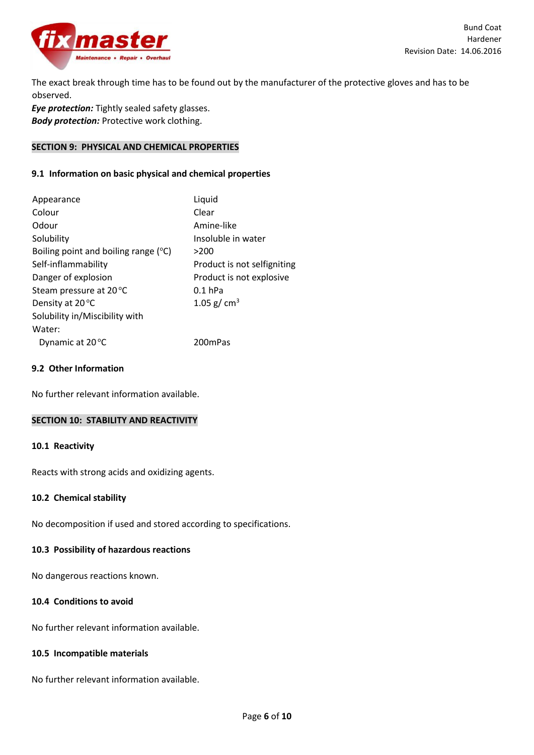The exact break through time has to be found out by the manufacturer of the protective gloves and has to be observed.

***Eye protection:*** Tightly sealed safety glasses.

***Body protection:*** Protective work clothing.

## SECTION 9: PHYSICAL AND CHEMICAL PROPERTIES

### 9.1 Information on basic physical and chemical properties

| | |
|---|---|
| Appearance | Liquid |
| Colour | Clear |
| Odour | Amine-like |
| Solubility | Insoluble in water |
| Boiling point and boiling range (°C) | >200 |
| Self-inflammability | Product is not selfigniting |
| Danger of explosion | Product is not explosive |
| Steam pressure at 20 °C | 0.1 hPa |
| Density at 20 °C | 1.05 g/ $cm^3$ |
| Solubility in/Miscibility with Water: | |
| Dynamic at 20 °C | 200mPas |

### 9.2 Other Information

No further relevant information available.

## SECTION 10: STABILITY AND REACTIVITY

### 10.1 Reactivity

Reacts with strong acids and oxidizing agents.

### 10.2 Chemical stability

No decomposition if used and stored according to specifications.

### 10.3 Possibility of hazardous reactions

No dangerous reactions known.

### 10.4 Conditions to avoid

No further relevant information available.

### 10.5 Incompatible materials

No further relevant information available.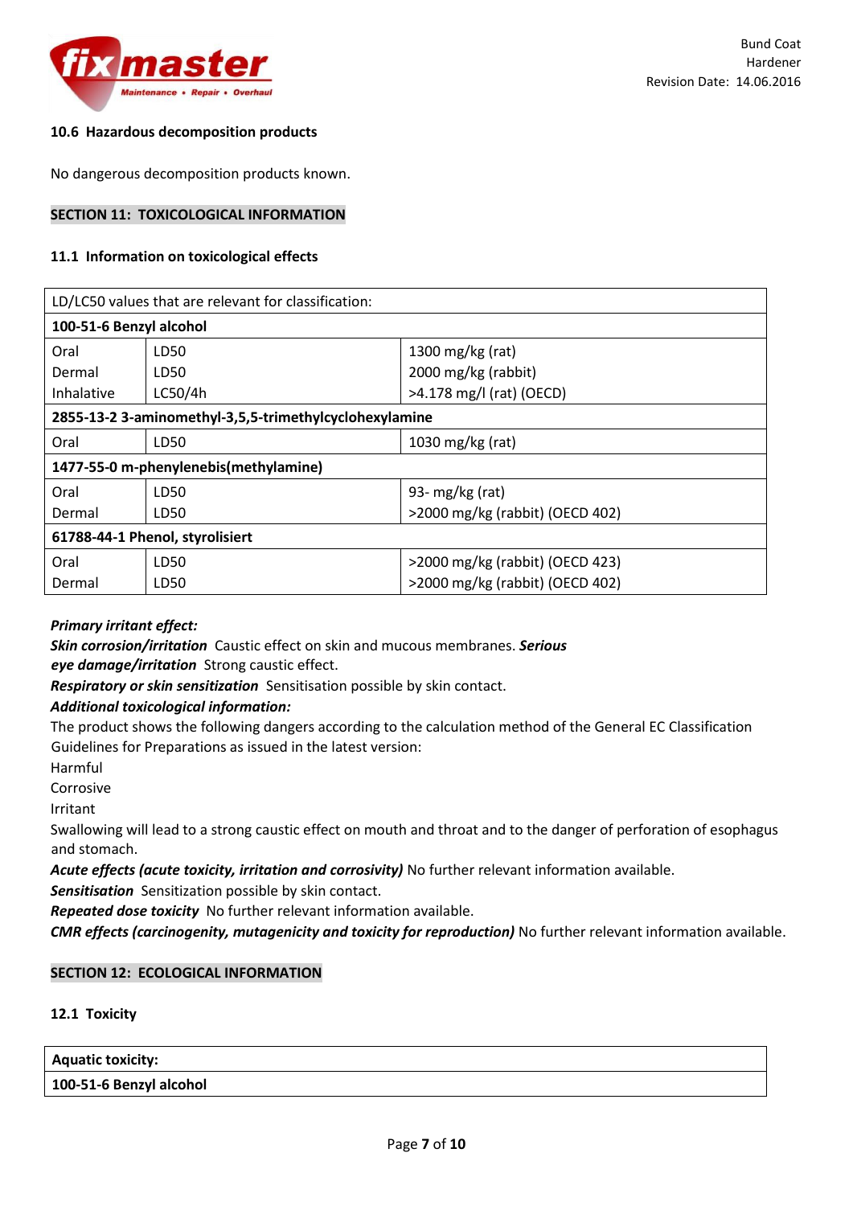### 10.6 Hazardous decomposition products

No dangerous decomposition products known.

## SECTION 11: TOXICOLOGICAL INFORMATION

### 11.1 Information on toxicological effects

| LD/LC50 values that are relevant for classification: | | |
|---|---|---|
| **100-51-6 Benzyl alcohol** | | |
| Oral | LD50 | 1300 mg/kg (rat) |
| Dermal | LD50 | 2000 mg/kg (rabbit) |
| Inhalative | LC50/4h | >4.178 mg/l (rat) (OECD) |
| **2855-13-2 3-aminomethyl-3,5,5-trimethylcyclohexylamine** | | |
| Oral | LD50 | 1030 mg/kg (rat) |
| **1477-55-0 m-phenylenebis(methylamine)** | | |
| Oral | LD50 | 93- mg/kg (rat) |
| Dermal | LD50 | >2000 mg/kg (rabbit) (OECD 402) |
| **61788-44-1 Phenol, styrolisiert** | | |
| Oral | LD50 | >2000 mg/kg (rabbit) (OECD 423) |
| Dermal | LD50 | >2000 mg/kg (rabbit) (OECD 402) |

***Primary irritant effect:***

***Skin corrosion/irritation*** Caustic effect on skin and mucous membranes. ***Serious eye damage/irritation*** Strong caustic effect.

***Respiratory or skin sensitization*** Sensitisation possible by skin contact.

***Additional toxicological information:***

The product shows the following dangers according to the calculation method of the General EC Classification Guidelines for Preparations as issued in the latest version:

Harmful

Corrosive

Irritant

Swallowing will lead to a strong caustic effect on mouth and throat and to the danger of perforation of esophagus and stomach.

***Acute effects (acute toxicity, irritation and corrosivity)*** No further relevant information available.

***Sensitisation*** Sensitization possible by skin contact.

***Repeated dose toxicity*** No further relevant information available.

***CMR effects (carcinogenity, mutagenicity and toxicity for reproduction)*** No further relevant information available.

## SECTION 12: ECOLOGICAL INFORMATION

### 12.1 Toxicity

| **Aquatic toxicity:** |
|---|
| **100-51-6 Benzyl alcohol** |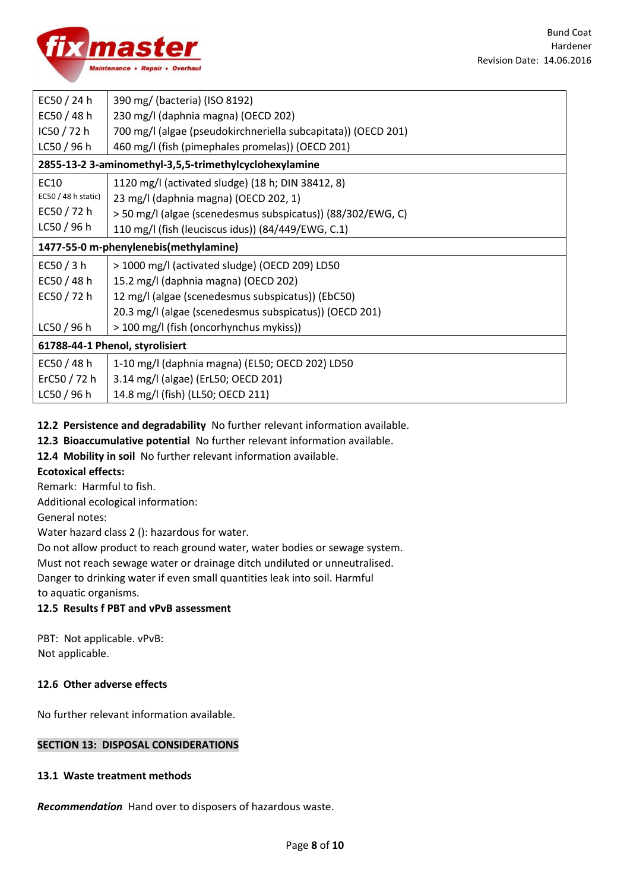| | |
|---|---|
| EC50 / 24 h | 390 mg/ (bacteria) (ISO 8192) |
| EC50 / 48 h | 230 mg/l (daphnia magna) (OECD 202) |
| IC50 / 72 h | 700 mg/l (algae (pseudokirchneriella subcapitata)) (OECD 201) |
| LC50 / 96 h | 460 mg/l (fish (pimephales promelas)) (OECD 201) |
| **2855-13-2 3-aminomethyl-3,5,5-trimethylcyclohexylamine** | |
| EC10 | 1120 mg/l (activated sludge) (18 h; DIN 38412, 8) |
| EC50 / 48 h static) | 23 mg/l (daphnia magna) (OECD 202, 1) |
| EC50 / 72 h | > 50 mg/l (algae (scenedesmus subspicatus)) (88/302/EWG, C) |
| LC50 / 96 h | 110 mg/l (fish (leuciscus idus)) (84/449/EWG, C.1) |
| **1477-55-0 m-phenylenebis(methylamine)** | |
| EC50 / 3 h | > 1000 mg/l (activated sludge) (OECD 209) LD50 |
| EC50 / 48 h | 15.2 mg/l (daphnia magna) (OECD 202) |
| EC50 / 72 h | 12 mg/l (algae (scenedesmus subspicatus)) (EbC50) |
| | 20.3 mg/l (algae (scenedesmus subspicatus)) (OECD 201) |
| LC50 / 96 h | > 100 mg/l (fish (oncorhynchus mykiss)) |
| **61788-44-1 Phenol, styrolisiert** | |
| EC50 / 48 h | 1-10 mg/l (daphnia magna) (EL50; OECD 202) LD50 |
| ErC50 / 72 h | 3.14 mg/l (algae) (ErL50; OECD 201) |
| LC50 / 96 h | 14.8 mg/l (fish) (LL50; OECD 211) |

**12.2 Persistence and degradability** No further relevant information available.

**12.3 Bioaccumulative potential** No further relevant information available.

**12.4 Mobility in soil** No further relevant information available.

**Ecotoxical effects:**

Remark: Harmful to fish.

Additional ecological information:

General notes:

Water hazard class 2 (): hazardous for water.

Do not allow product to reach ground water, water bodies or sewage system.

Must not reach sewage water or drainage ditch undiluted or unneutralised.

Danger to drinking water if even small quantities leak into soil. Harmful to aquatic organisms.

**12.5 Results f PBT and vPvB assessment**

PBT: Not applicable. vPvB: Not applicable.

**12.6 Other adverse effects**

No further relevant information available.

## SECTION 13: DISPOSAL CONSIDERATIONS

**13.1 Waste treatment methods**

***Recommendation*** Hand over to disposers of hazardous waste.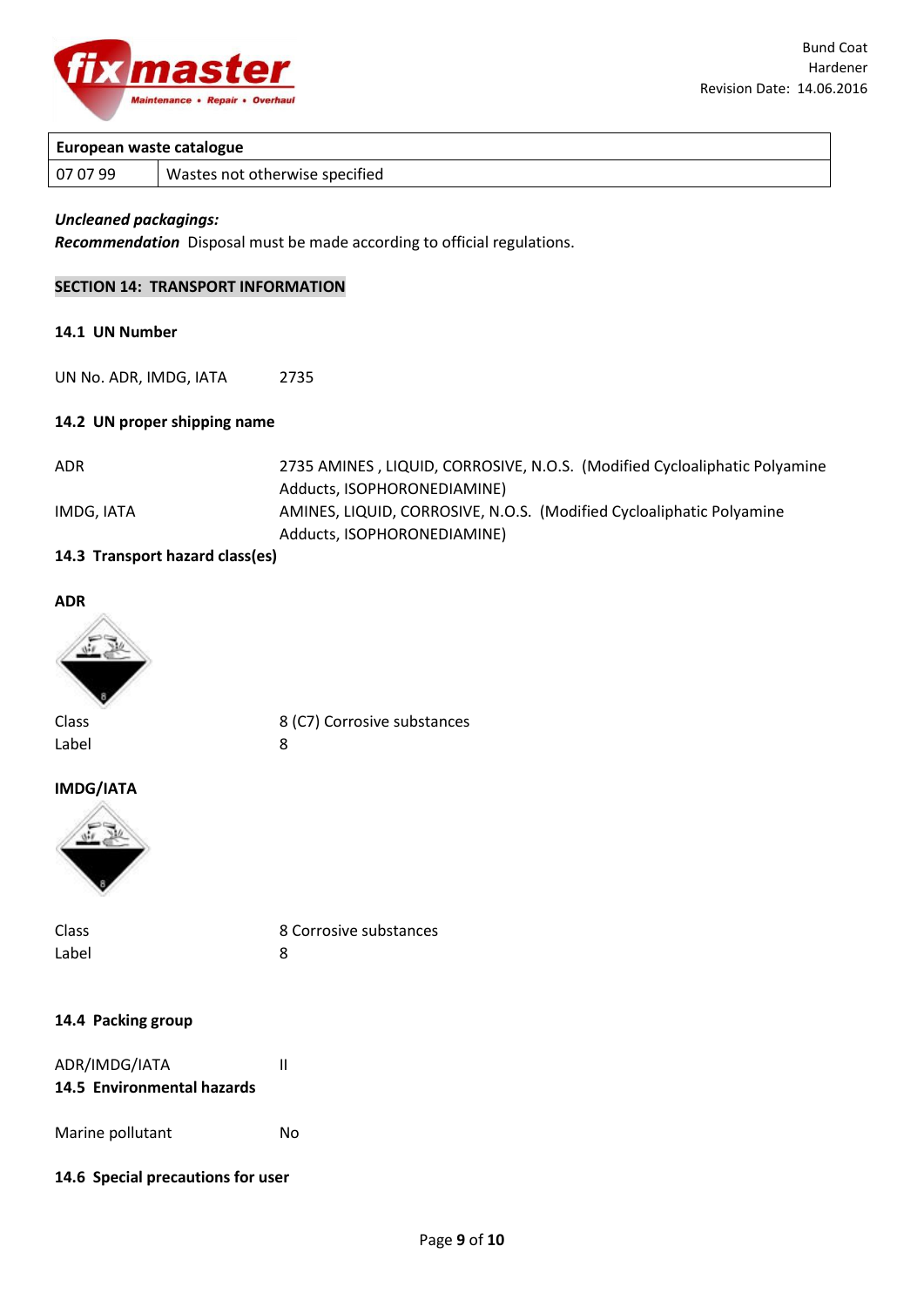| European waste catalogue | |
|---|---|
| 07 07 99 | Wastes not otherwise specified |

***Uncleaned packagings:***
***Recommendation*** Disposal must be made according to official regulations.

## SECTION 14: TRANSPORT INFORMATION

### 14.1 UN Number

UN No. ADR, IMDG, IATA 2735

### 14.2 UN proper shipping name

| | |
|---|---|
| ADR | 2735 AMINES , LIQUID, CORROSIVE, N.O.S. (Modified Cycloaliphatic Polyamine Adducts, ISOPHORONEDIAMINE) |
| IMDG, IATA | AMINES, LIQUID, CORROSIVE, N.O.S. (Modified Cycloaliphatic Polyamine Adducts, ISOPHORONEDIAMINE) |

### 14.3 Transport hazard class(es)

**ADR**

| | |
|---|---|
| Class | 8 (C7) Corrosive substances |
| Label | 8 |

**IMDG/IATA**

| | |
|---|---|
| Class | 8 Corrosive substances |
| Label | 8 |

### 14.4 Packing group

ADR/IMDG/IATA II

### 14.5 Environmental hazards

Marine pollutant No

### 14.6 Special precautions for user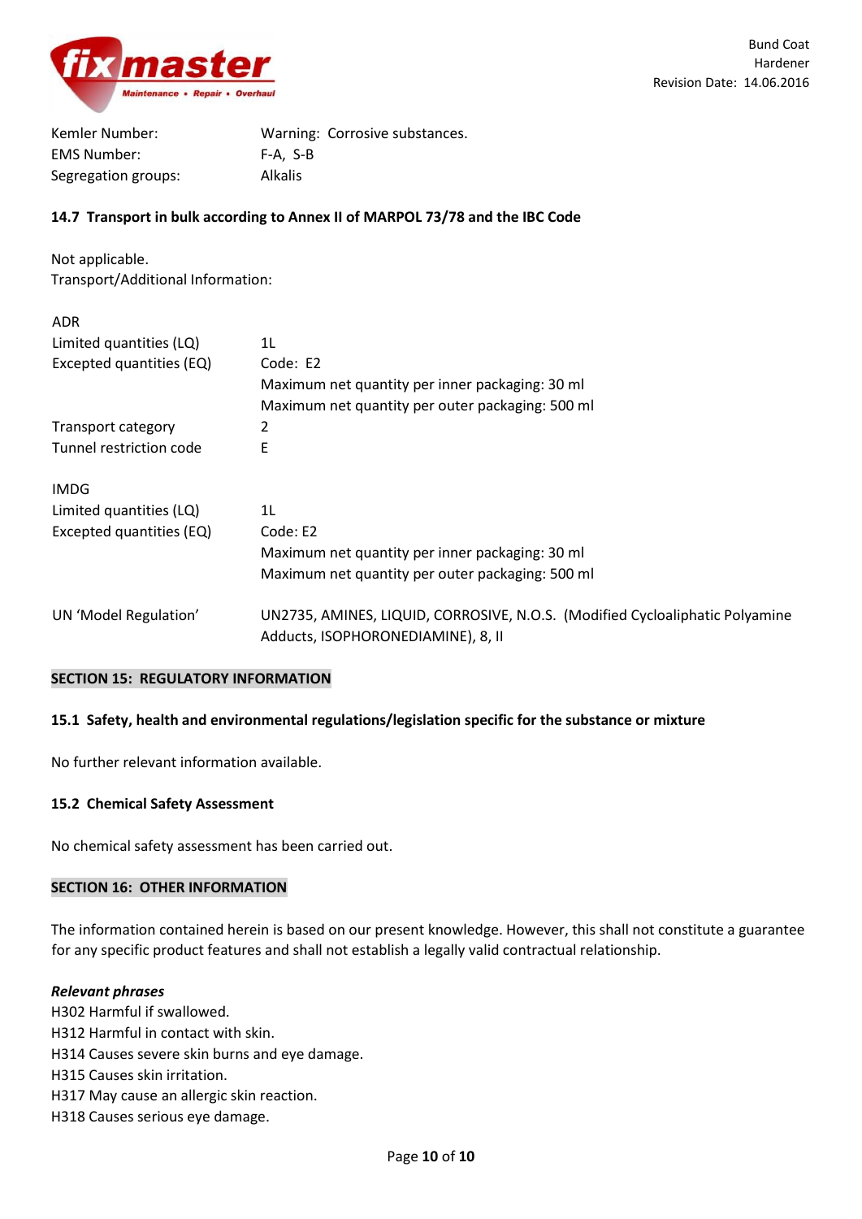| | |
|---|---|
| Kemler Number: | Warning: Corrosive substances. |
| EMS Number: | F-A, S-B |
| Segregation groups: | Alkalis |

**14.7 Transport in bulk according to Annex II of MARPOL 73/78 and the IBC Code**

Not applicable.
Transport/Additional Information:

| | |
|---|---|
| ADR | |
| Limited quantities (LQ) | 1L |
| Excepted quantities (EQ) | Code: E2<br>Maximum net quantity per inner packaging: 30 ml<br>Maximum net quantity per outer packaging: 500 ml |
| Transport category | 2 |
| Tunnel restriction code | E |
| | |
| IMDG | |
| Limited quantities (LQ) | 1L |
| Excepted quantities (EQ) | Code: E2<br>Maximum net quantity per inner packaging: 30 ml<br>Maximum net quantity per outer packaging: 500 ml |
| | |
| UN 'Model Regulation' | UN2735, AMINES, LIQUID, CORROSIVE, N.O.S. (Modified Cycloaliphatic Polyamine Adducts, ISOPHORONEDIAMINE), 8, II |

## SECTION 15: REGULATORY INFORMATION

**15.1 Safety, health and environmental regulations/legislation specific for the substance or mixture**

No further relevant information available.

**15.2 Chemical Safety Assessment**

No chemical safety assessment has been carried out.

## SECTION 16: OTHER INFORMATION

The information contained herein is based on our present knowledge. However, this shall not constitute a guarantee for any specific product features and shall not establish a legally valid contractual relationship.

***Relevant phrases***
H302 Harmful if swallowed.
H312 Harmful in contact with skin.
H314 Causes severe skin burns and eye damage.
H315 Causes skin irritation.
H317 May cause an allergic skin reaction.
H318 Causes serious eye damage.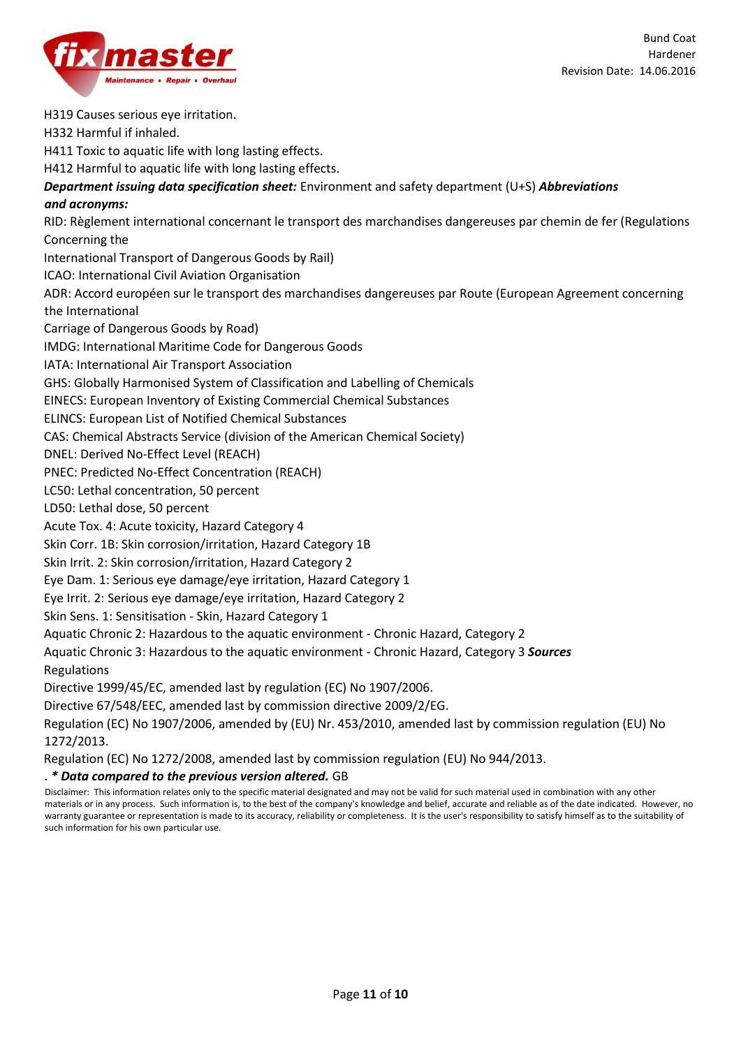H319 Causes serious eye irritation.
H332 Harmful if inhaled.
H411 Toxic to aquatic life with long lasting effects.
H412 Harmful to aquatic life with long lasting effects.

***Department issuing data specification sheet:*** Environment and safety department (U+S) ***Abbreviations and acronyms:***

RID: Règlement international concernant le transport des marchandises dangereuses par chemin de fer (Regulations Concerning the
International Transport of Dangerous Goods by Rail)
ICAO: International Civil Aviation Organisation
ADR: Accord européen sur le transport des marchandises dangereuses par Route (European Agreement concerning the International
Carriage of Dangerous Goods by Road)
IMDG: International Maritime Code for Dangerous Goods
IATA: International Air Transport Association
GHS: Globally Harmonised System of Classification and Labelling of Chemicals
EINECS: European Inventory of Existing Commercial Chemical Substances
ELINCS: European List of Notified Chemical Substances
CAS: Chemical Abstracts Service (division of the American Chemical Society)
DNEL: Derived No-Effect Level (REACH)
PNEC: Predicted No-Effect Concentration (REACH)
LC50: Lethal concentration, 50 percent
LD50: Lethal dose, 50 percent
Acute Tox. 4: Acute toxicity, Hazard Category 4
Skin Corr. 1B: Skin corrosion/irritation, Hazard Category 1B
Skin Irrit. 2: Skin corrosion/irritation, Hazard Category 2
Eye Dam. 1: Serious eye damage/eye irritation, Hazard Category 1
Eye Irrit. 2: Serious eye damage/eye irritation, Hazard Category 2
Skin Sens. 1: Sensitisation - Skin, Hazard Category 1
Aquatic Chronic 2: Hazardous to the aquatic environment - Chronic Hazard, Category 2
Aquatic Chronic 3: Hazardous to the aquatic environment - Chronic Hazard, Category 3 ***Sources***

Regulations
Directive 1999/45/EC, amended last by regulation (EC) No 1907/2006.
Directive 67/548/EEC, amended last by commission directive 2009/2/EG.
Regulation (EC) No 1907/2006, amended by (EU) Nr. 453/2010, amended last by commission regulation (EU) No 1272/2013.
Regulation (EC) No 1272/2008, amended last by commission regulation (EU) No 944/2013.

. ***\* Data compared to the previous version altered.*** GB

Disclaimer: This information relates only to the specific material designated and may not be valid for such material used in combination with any other materials or in any process. Such information is, to the best of the company's knowledge and belief, accurate and reliable as of the date indicated. However, no warranty guarantee or representation is made to its accuracy, reliability or completeness. It is the user's responsibility to satisfy himself as to the suitability of such information for his own particular use.